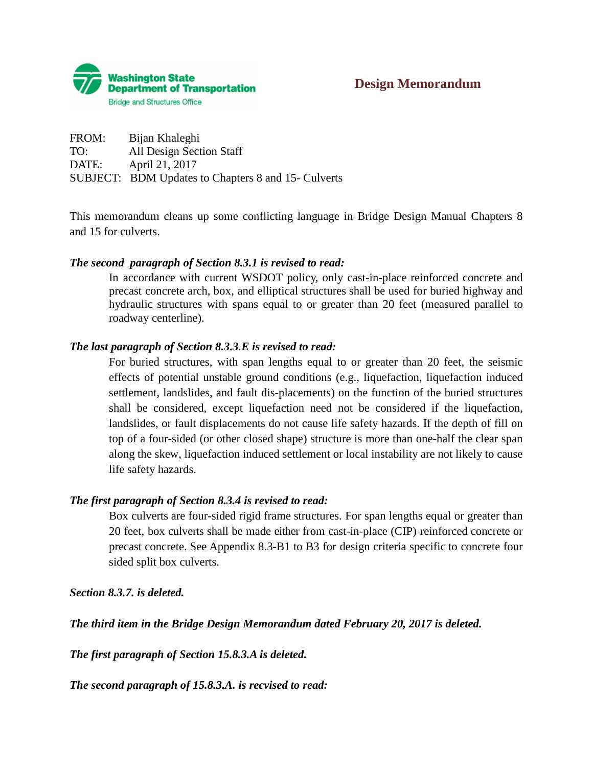Washington State Department of Transportation
Bridge and Structures Office

# Design Memorandum

FROM: Bijan Khaleghi
TO: All Design Section Staff
DATE: April 21, 2017
SUBJECT: BDM Updates to Chapters 8 and 15- Culverts

This memorandum cleans up some conflicting language in Bridge Design Manual Chapters 8 and 15 for culverts.

***The second paragraph of Section 8.3.1 is revised to read:***

> In accordance with current WSDOT policy, only cast-in-place reinforced concrete and precast concrete arch, box, and elliptical structures shall be used for buried highway and hydraulic structures with spans equal to or greater than 20 feet (measured parallel to roadway centerline).

***The last paragraph of Section 8.3.3.E is revised to read:***

> For buried structures, with span lengths equal to or greater than 20 feet, the seismic effects of potential unstable ground conditions (e.g., liquefaction, liquefaction induced settlement, landslides, and fault dis-placements) on the function of the buried structures shall be considered, except liquefaction need not be considered if the liquefaction, landslides, or fault displacements do not cause life safety hazards. If the depth of fill on top of a four-sided (or other closed shape) structure is more than one-half the clear span along the skew, liquefaction induced settlement or local instability are not likely to cause life safety hazards.

***The first paragraph of Section 8.3.4 is revised to read:***

> Box culverts are four-sided rigid frame structures. For span lengths equal or greater than 20 feet, box culverts shall be made either from cast-in-place (CIP) reinforced concrete or precast concrete. See Appendix 8.3-B1 to B3 for design criteria specific to concrete four sided split box culverts.

***Section 8.3.7. is deleted.***

***The third item in the Bridge Design Memorandum dated February 20, 2017 is deleted.***

***The first paragraph of Section 15.8.3.A is deleted.***

***The second paragraph of 15.8.3.A. is recvised to read:***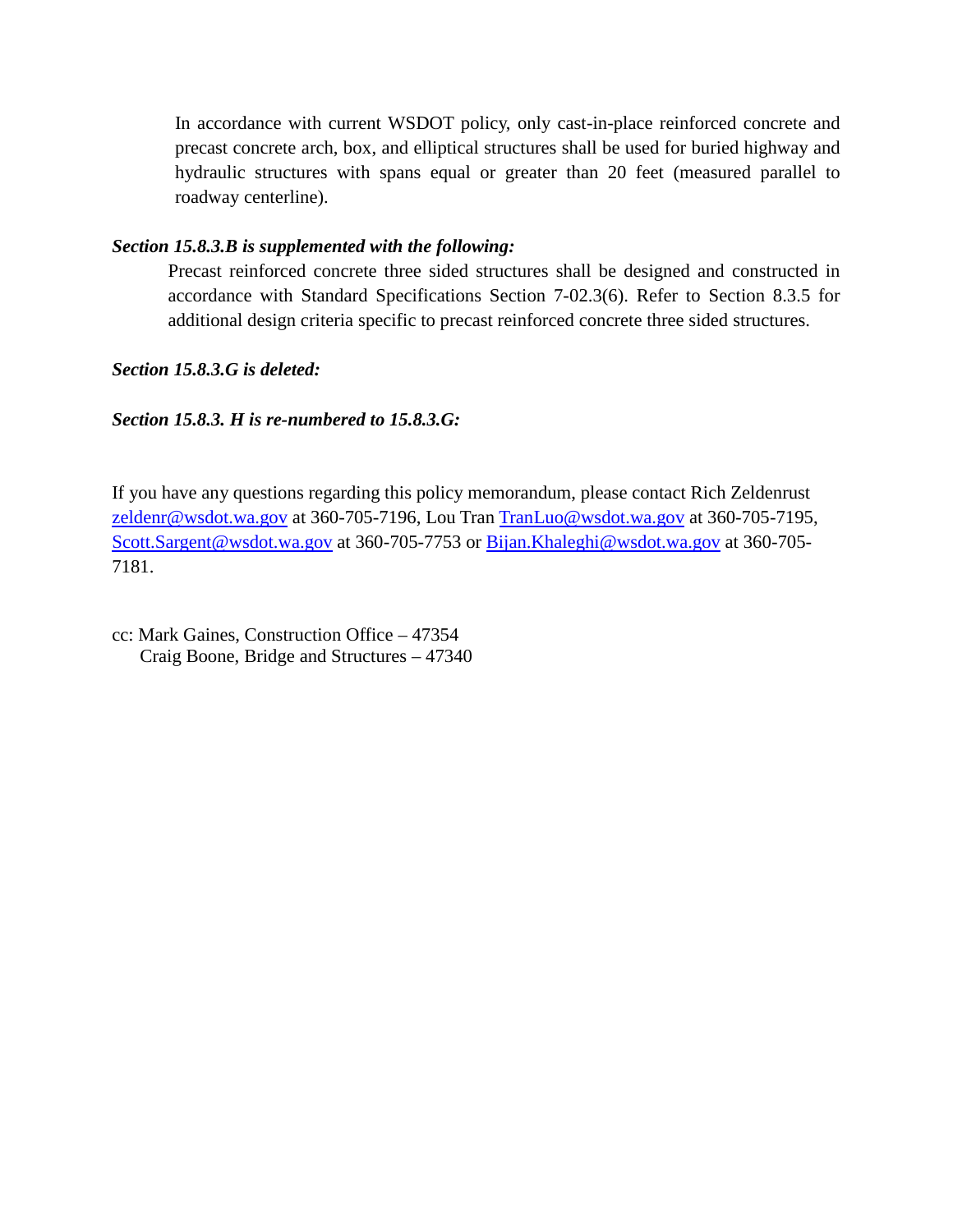In accordance with current WSDOT policy, only cast-in-place reinforced concrete and precast concrete arch, box, and elliptical structures shall be used for buried highway and hydraulic structures with spans equal or greater than 20 feet (measured parallel to roadway centerline).

***Section 15.8.3.B is supplemented with the following:***

Precast reinforced concrete three sided structures shall be designed and constructed in accordance with Standard Specifications Section 7-02.3(6). Refer to Section 8.3.5 for additional design criteria specific to precast reinforced concrete three sided structures.

***Section 15.8.3.G is deleted:***

***Section 15.8.3. H is re-numbered to 15.8.3.G:***

If you have any questions regarding this policy memorandum, please contact Rich Zeldenrust zeldenr@wsdot.wa.gov at 360-705-7196, Lou Tran TranLuo@wsdot.wa.gov at 360-705-7195, Scott.Sargent@wsdot.wa.gov at 360-705-7753 or Bijan.Khaleghi@wsdot.wa.gov at 360-705-7181.

cc: Mark Gaines, Construction Office – 47354
Craig Boone, Bridge and Structures – 47340